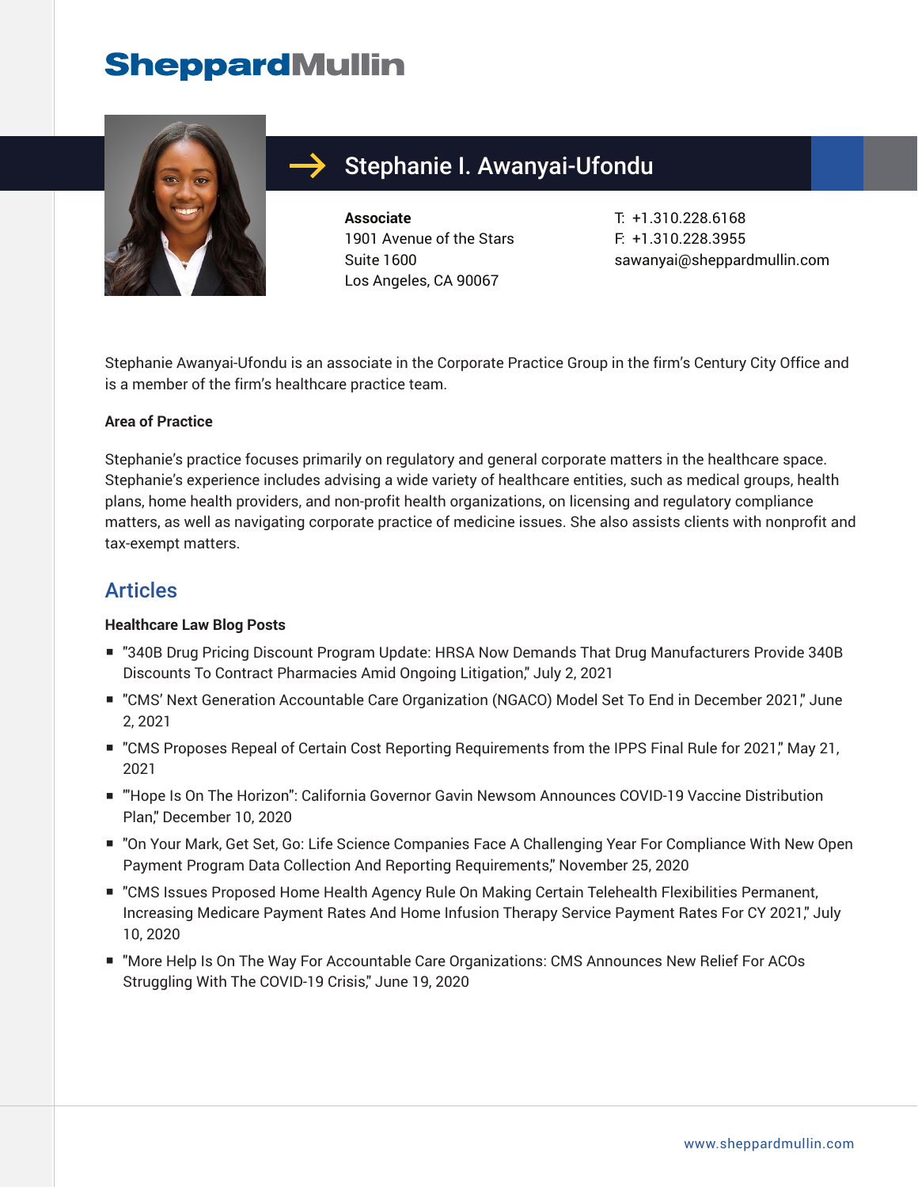# Stephanie I. Awanyai-Ufondu

**Associate**
1901 Avenue of the Stars
Suite 1600
Los Angeles, CA 90067

T: +1.310.228.6168
F: +1.310.228.3955
sawanyai@sheppardmullin.com

Stephanie Awanyai-Ufondu is an associate in the Corporate Practice Group in the firm's Century City Office and is a member of the firm's healthcare practice team.

**Area of Practice**

Stephanie's practice focuses primarily on regulatory and general corporate matters in the healthcare space. Stephanie's experience includes advising a wide variety of healthcare entities, such as medical groups, health plans, home health providers, and non-profit health organizations, on licensing and regulatory compliance matters, as well as navigating corporate practice of medicine issues. She also assists clients with nonprofit and tax-exempt matters.

## Articles

**Healthcare Law Blog Posts**

- "340B Drug Pricing Discount Program Update: HRSA Now Demands That Drug Manufacturers Provide 340B Discounts To Contract Pharmacies Amid Ongoing Litigation," July 2, 2021
- "CMS' Next Generation Accountable Care Organization (NGACO) Model Set To End in December 2021," June 2, 2021
- "CMS Proposes Repeal of Certain Cost Reporting Requirements from the IPPS Final Rule for 2021," May 21, 2021
- ""Hope Is On The Horizon": California Governor Gavin Newsom Announces COVID-19 Vaccine Distribution Plan," December 10, 2020
- "On Your Mark, Get Set, Go: Life Science Companies Face A Challenging Year For Compliance With New Open Payment Program Data Collection And Reporting Requirements," November 25, 2020
- "CMS Issues Proposed Home Health Agency Rule On Making Certain Telehealth Flexibilities Permanent, Increasing Medicare Payment Rates And Home Infusion Therapy Service Payment Rates For CY 2021," July 10, 2020
- "More Help Is On The Way For Accountable Care Organizations: CMS Announces New Relief For ACOs Struggling With The COVID-19 Crisis," June 19, 2020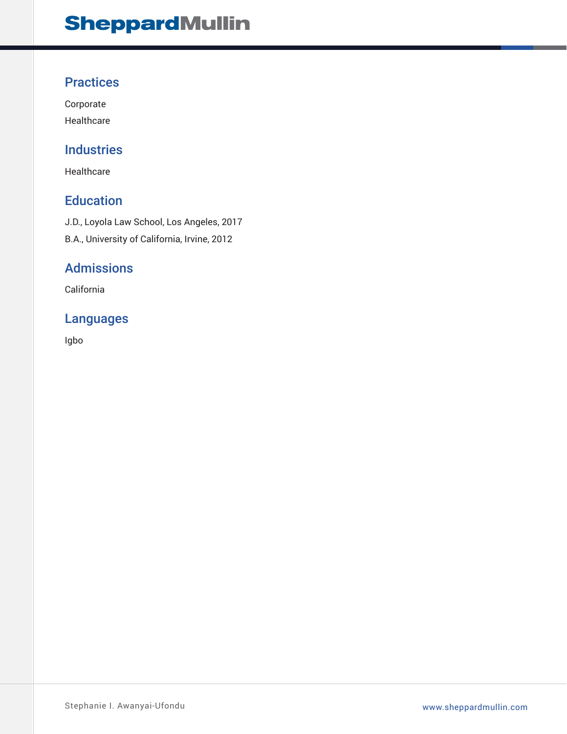## Practices

Corporate

Healthcare

## Industries

Healthcare

## Education

J.D., Loyola Law School, Los Angeles, 2017

B.A., University of California, Irvine, 2012

## Admissions

California

## Languages

Igbo